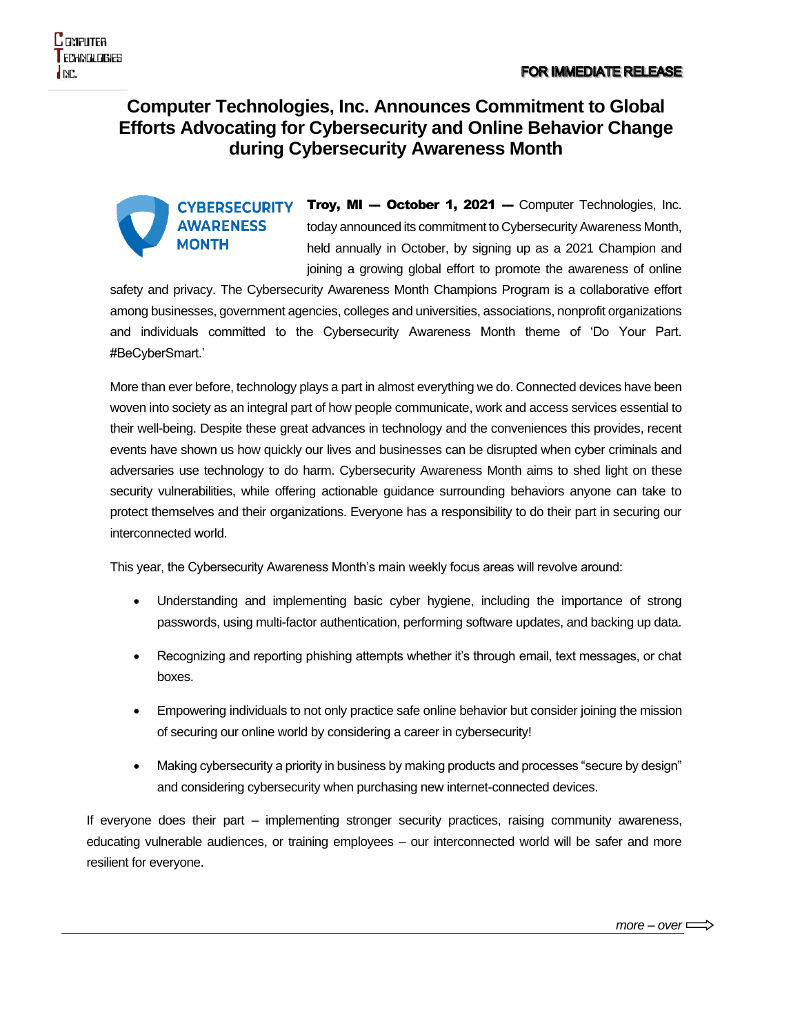Computer Technologies Inc.

**FOR IMMEDIATE RELEASE**

# Computer Technologies, Inc. Announces Commitment to Global Efforts Advocating for Cybersecurity and Online Behavior Change during Cybersecurity Awareness Month

CYBERSECURITY AWARENESS MONTH

**Troy, MI — October 1, 2021 —** Computer Technologies, Inc. today announced its commitment to Cybersecurity Awareness Month, held annually in October, by signing up as a 2021 Champion and joining a growing global effort to promote the awareness of online safety and privacy. The Cybersecurity Awareness Month Champions Program is a collaborative effort among businesses, government agencies, colleges and universities, associations, nonprofit organizations and individuals committed to the Cybersecurity Awareness Month theme of 'Do Your Part. #BeCyberSmart.'

More than ever before, technology plays a part in almost everything we do. Connected devices have been woven into society as an integral part of how people communicate, work and access services essential to their well-being. Despite these great advances in technology and the conveniences this provides, recent events have shown us how quickly our lives and businesses can be disrupted when cyber criminals and adversaries use technology to do harm. Cybersecurity Awareness Month aims to shed light on these security vulnerabilities, while offering actionable guidance surrounding behaviors anyone can take to protect themselves and their organizations. Everyone has a responsibility to do their part in securing our interconnected world.

This year, the Cybersecurity Awareness Month's main weekly focus areas will revolve around:

- Understanding and implementing basic cyber hygiene, including the importance of strong passwords, using multi-factor authentication, performing software updates, and backing up data.
- Recognizing and reporting phishing attempts whether it's through email, text messages, or chat boxes.
- Empowering individuals to not only practice safe online behavior but consider joining the mission of securing our online world by considering a career in cybersecurity!
- Making cybersecurity a priority in business by making products and processes "secure by design" and considering cybersecurity when purchasing new internet-connected devices.

If everyone does their part – implementing stronger security practices, raising community awareness, educating vulnerable audiences, or training employees – our interconnected world will be safer and more resilient for everyone.

*more – over*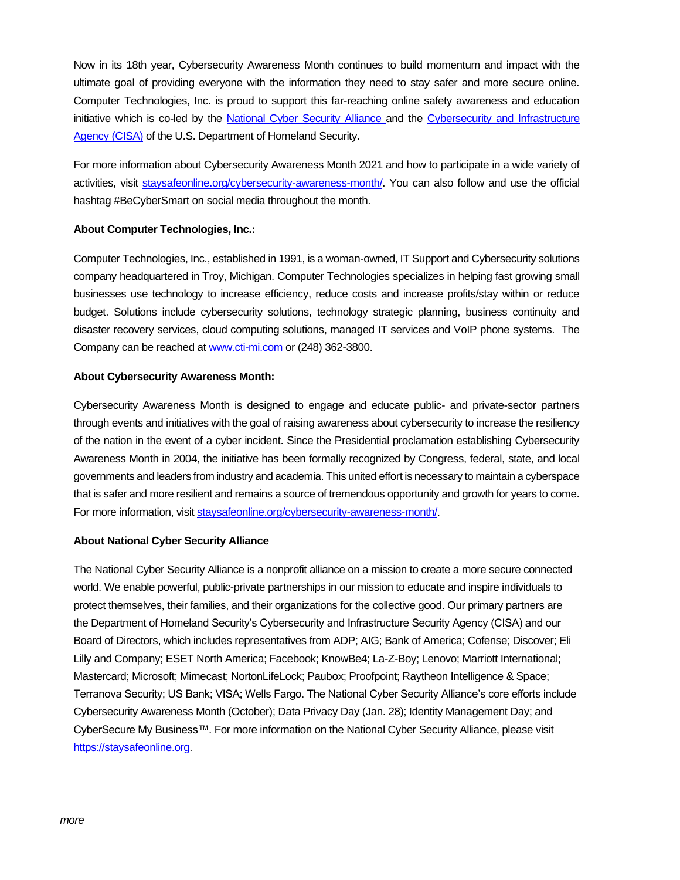Now in its 18th year, Cybersecurity Awareness Month continues to build momentum and impact with the ultimate goal of providing everyone with the information they need to stay safer and more secure online. Computer Technologies, Inc. is proud to support this far-reaching online safety awareness and education initiative which is co-led by the [National Cyber Security Alliance](https://staysafeonline.org) and the [Cybersecurity and Infrastructure Agency (CISA)](https://www.cisa.gov) of the U.S. Department of Homeland Security.

For more information about Cybersecurity Awareness Month 2021 and how to participate in a wide variety of activities, visit [staysafeonline.org/cybersecurity-awareness-month/](https://staysafeonline.org/cybersecurity-awareness-month/). You can also follow and use the official hashtag #BeCyberSmart on social media throughout the month.

**About Computer Technologies, Inc.:**

Computer Technologies, Inc., established in 1991, is a woman-owned, IT Support and Cybersecurity solutions company headquartered in Troy, Michigan. Computer Technologies specializes in helping fast growing small businesses use technology to increase efficiency, reduce costs and increase profits/stay within or reduce budget. Solutions include cybersecurity solutions, technology strategic planning, business continuity and disaster recovery services, cloud computing solutions, managed IT services and VoIP phone systems. The Company can be reached at [www.cti-mi.com](http://www.cti-mi.com) or (248) 362-3800.

**About Cybersecurity Awareness Month:**

Cybersecurity Awareness Month is designed to engage and educate public- and private-sector partners through events and initiatives with the goal of raising awareness about cybersecurity to increase the resiliency of the nation in the event of a cyber incident. Since the Presidential proclamation establishing Cybersecurity Awareness Month in 2004, the initiative has been formally recognized by Congress, federal, state, and local governments and leaders from industry and academia. This united effort is necessary to maintain a cyberspace that is safer and more resilient and remains a source of tremendous opportunity and growth for years to come. For more information, visit [staysafeonline.org/cybersecurity-awareness-month/](https://staysafeonline.org/cybersecurity-awareness-month/).

**About National Cyber Security Alliance**

The National Cyber Security Alliance is a nonprofit alliance on a mission to create a more secure connected world. We enable powerful, public-private partnerships in our mission to educate and inspire individuals to protect themselves, their families, and their organizations for the collective good. Our primary partners are the Department of Homeland Security's Cybersecurity and Infrastructure Security Agency (CISA) and our Board of Directors, which includes representatives from ADP; AIG; Bank of America; Cofense; Discover; Eli Lilly and Company; ESET North America; Facebook; KnowBe4; La-Z-Boy; Lenovo; Marriott International; Mastercard; Microsoft; Mimecast; NortonLifeLock; Paubox; Proofpoint; Raytheon Intelligence & Space; Terranova Security; US Bank; VISA; Wells Fargo. The National Cyber Security Alliance's core efforts include Cybersecurity Awareness Month (October); Data Privacy Day (Jan. 28); Identity Management Day; and CyberSecure My Business™. For more information on the National Cyber Security Alliance, please visit [https://staysafeonline.org](https://staysafeonline.org).

*more*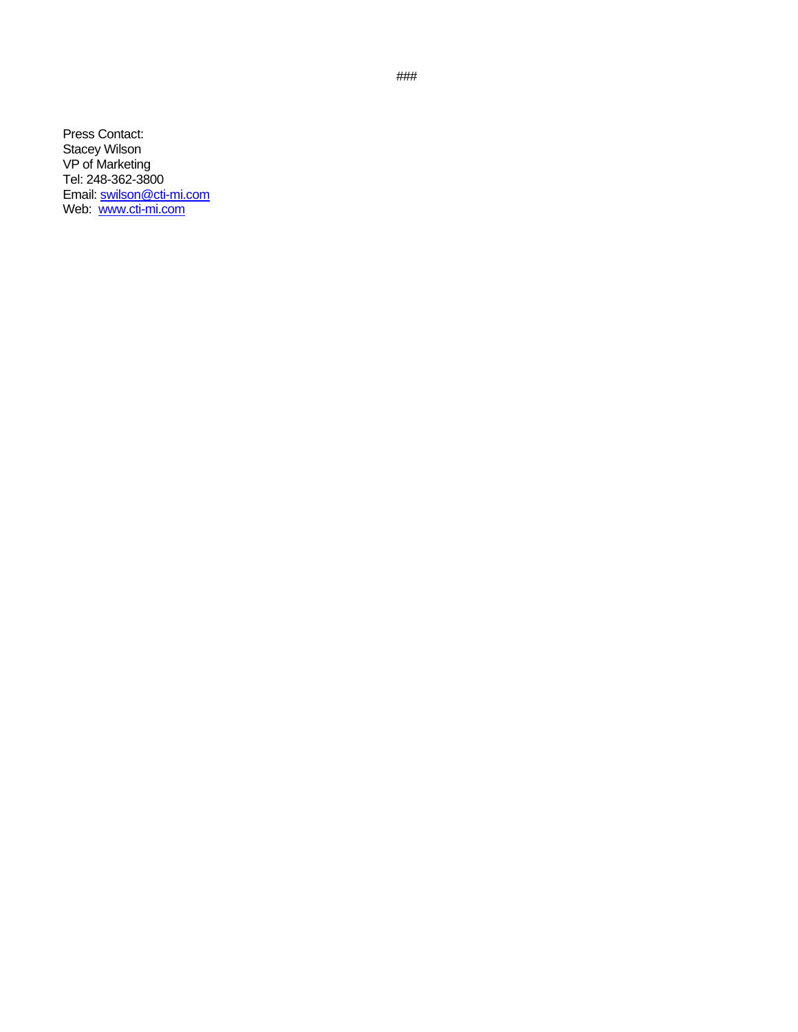###

Press Contact:
Stacey Wilson
VP of Marketing
Tel: 248-362-3800
Email: swilson@cti-mi.com
Web: www.cti-mi.com